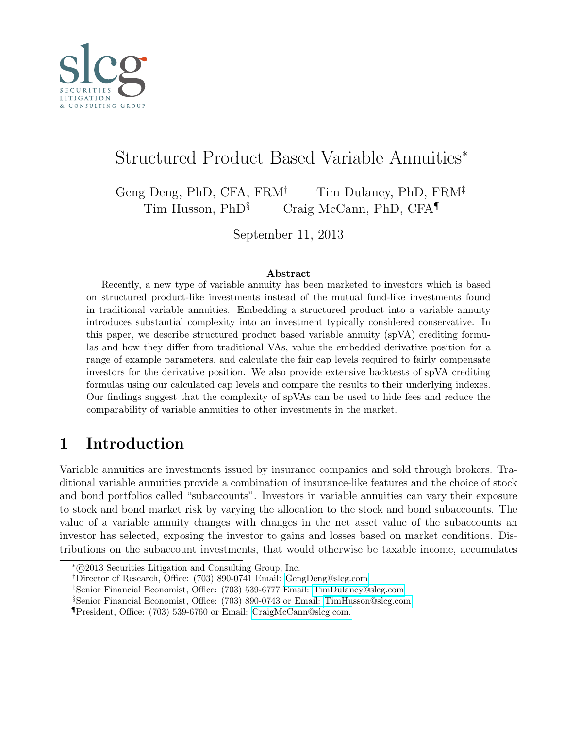# Structured Product Based Variable Annuities*

Geng Deng, PhD, CFA, FRM† Tim Dulaney, PhD, FRM‡
Tim Husson, PhD§ Craig McCann, PhD, CFA¶

September 11, 2013

**Abstract**

Recently, a new type of variable annuity has been marketed to investors which is based on structured product-like investments instead of the mutual fund-like investments found in traditional variable annuities. Embedding a structured product into a variable annuity introduces substantial complexity into an investment typically considered conservative. In this paper, we describe structured product based variable annuity (spVA) crediting formulas and how they differ from traditional VAs, value the embedded derivative position for a range of example parameters, and calculate the fair cap levels required to fairly compensate investors for the derivative position. We also provide extensive backtests of spVA crediting formulas using our calculated cap levels and compare the results to their underlying indexes. Our findings suggest that the complexity of spVAs can be used to hide fees and reduce the comparability of variable annuities to other investments in the market.

## 1 Introduction

Variable annuities are investments issued by insurance companies and sold through brokers. Traditional variable annuities provide a combination of insurance-like features and the choice of stock and bond portfolios called "subaccounts". Investors in variable annuities can vary their exposure to stock and bond market risk by varying the allocation to the stock and bond subaccounts. The value of a variable annuity changes with changes in the net asset value of the subaccounts an investor has selected, exposing the investor to gains and losses based on market conditions. Distributions on the subaccount investments, that would otherwise be taxable income, accumulates

---

*©2013 Securities Litigation and Consulting Group, Inc.

†Director of Research, Office: (703) 890-0741 Email: GengDeng@slcg.com

‡Senior Financial Economist, Office: (703) 539-6777 Email: TimDulaney@slcg.com

§Senior Financial Economist, Office: (703) 890-0743 or Email: TimHusson@slcg.com

¶President, Office: (703) 539-6760 or Email: CraigMcCann@slcg.com.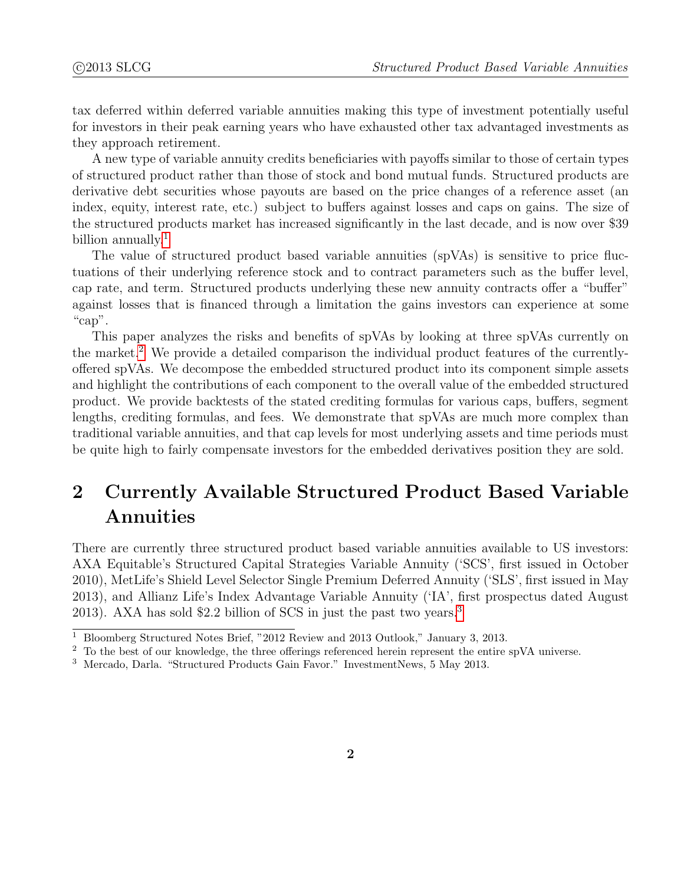tax deferred within deferred variable annuities making this type of investment potentially useful for investors in their peak earning years who have exhausted other tax advantaged investments as they approach retirement.

A new type of variable annuity credits beneficiaries with payoffs similar to those of certain types of structured product rather than those of stock and bond mutual funds. Structured products are derivative debt securities whose payouts are based on the price changes of a reference asset (an index, equity, interest rate, etc.) subject to buffers against losses and caps on gains. The size of the structured products market has increased significantly in the last decade, and is now over $39 billion annually.[1]

The value of structured product based variable annuities (spVAs) is sensitive to price fluctuations of their underlying reference stock and to contract parameters such as the buffer level, cap rate, and term. Structured products underlying these new annuity contracts offer a "buffer" against losses that is financed through a limitation the gains investors can experience at some "cap".

This paper analyzes the risks and benefits of spVAs by looking at three spVAs currently on the market.[2] We provide a detailed comparison the individual product features of the currently-offered spVAs. We decompose the embedded structured product into its component simple assets and highlight the contributions of each component to the overall value of the embedded structured product. We provide backtests of the stated crediting formulas for various caps, buffers, segment lengths, crediting formulas, and fees. We demonstrate that spVAs are much more complex than traditional variable annuities, and that cap levels for most underlying assets and time periods must be quite high to fairly compensate investors for the embedded derivatives position they are sold.

# 2 Currently Available Structured Product Based Variable Annuities

There are currently three structured product based variable annuities available to US investors: AXA Equitable's Structured Capital Strategies Variable Annuity ('SCS', first issued in October 2010), MetLife's Shield Level Selector Single Premium Deferred Annuity ('SLS', first issued in May 2013), and Allianz Life's Index Advantage Variable Annuity ('IA', first prospectus dated August 2013). AXA has sold $2.2 billion of SCS in just the past two years.[3]

[1] Bloomberg Structured Notes Brief, "2012 Review and 2013 Outlook," January 3, 2013.

[2] To the best of our knowledge, the three offerings referenced herein represent the entire spVA universe.

[3] Mercado, Darla. "Structured Products Gain Favor." InvestmentNews, 5 May 2013.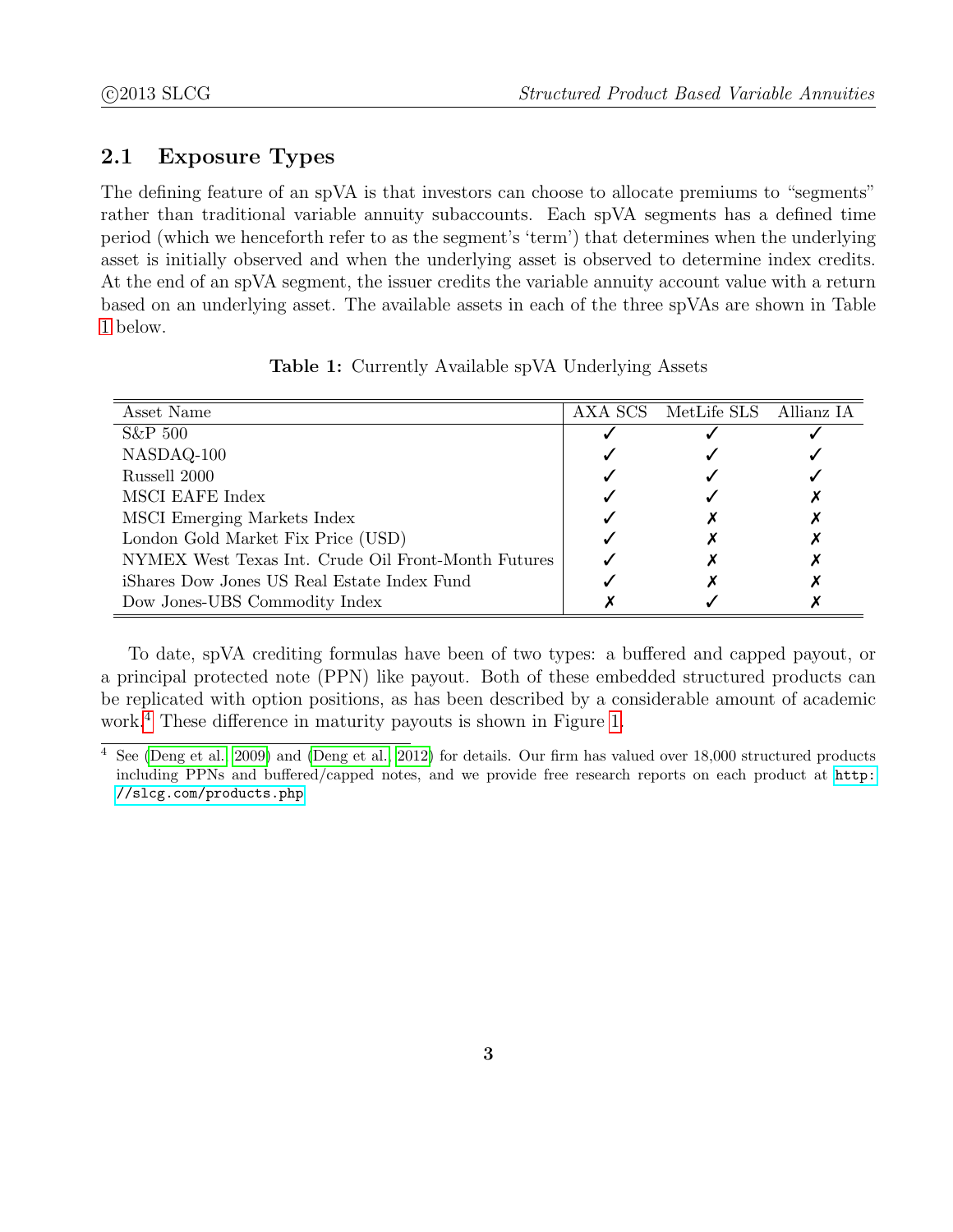## 2.1 Exposure Types

The defining feature of an spVA is that investors can choose to allocate premiums to "segments" rather than traditional variable annuity subaccounts. Each spVA segments has a defined time period (which we henceforth refer to as the segment's 'term') that determines when the underlying asset is initially observed and when the underlying asset is observed to determine index credits. At the end of an spVA segment, the issuer credits the variable annuity account value with a return based on an underlying asset. The available assets in each of the three spVAs are shown in Table 1 below.

**Table 1:** Currently Available spVA Underlying Assets

| Asset Name | AXA SCS | MetLife SLS | Allianz IA |
|---|---|---|---|
| S&P 500 | ✓ | ✓ | ✓ |
| NASDAQ-100 | ✓ | ✓ | ✓ |
| Russell 2000 | ✓ | ✓ | ✓ |
| MSCI EAFE Index | ✓ | ✓ | ✗ |
| MSCI Emerging Markets Index | ✓ | ✗ | ✗ |
| London Gold Market Fix Price (USD) | ✓ | ✗ | ✗ |
| NYMEX West Texas Int. Crude Oil Front-Month Futures | ✓ | ✗ | ✗ |
| iShares Dow Jones US Real Estate Index Fund | ✓ | ✗ | ✗ |
| Dow Jones-UBS Commodity Index | ✗ | ✓ | ✗ |

To date, spVA crediting formulas have been of two types: a buffered and capped payout, or a principal protected note (PPN) like payout. Both of these embedded structured products can be replicated with option positions, as has been described by a considerable amount of academic work.[4] These difference in maturity payouts is shown in Figure 1.

[4] See (Deng et al., 2009) and (Deng et al., 2012) for details. Our firm has valued over 18,000 structured products including PPNs and buffered/capped notes, and we provide free research reports on each product at http://slcg.com/products.php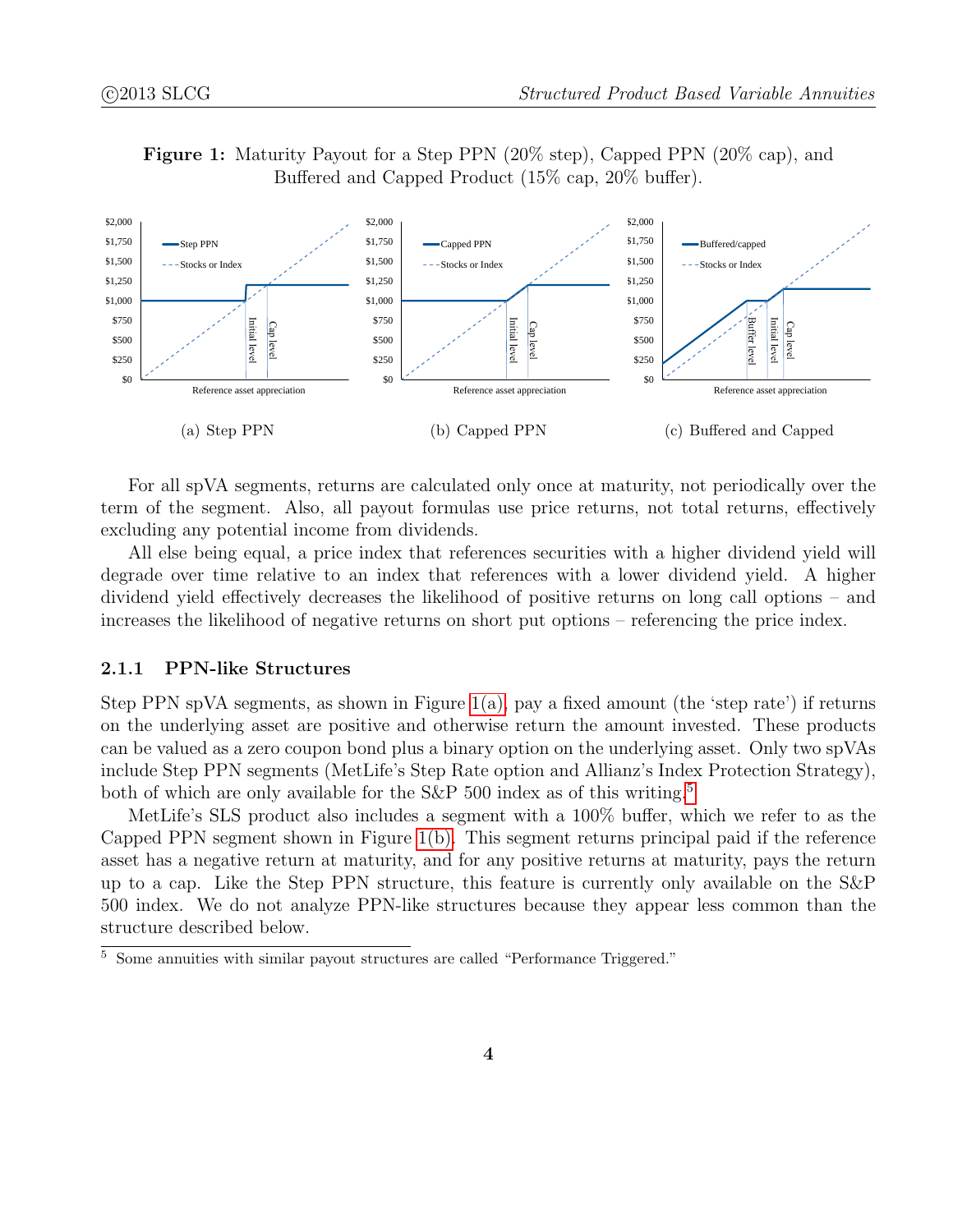**Figure 1:** Maturity Payout for a Step PPN (20% step), Capped PPN (20% cap), and Buffered and Capped Product (15% cap, 20% buffer).

(a) Step PPN (b) Capped PPN (c) Buffered and Capped

For all spVA segments, returns are calculated only once at maturity, not periodically over the term of the segment. Also, all payout formulas use price returns, not total returns, effectively excluding any potential income from dividends.

All else being equal, a price index that references securities with a higher dividend yield will degrade over time relative to an index that references with a lower dividend yield. A higher dividend yield effectively decreases the likelihood of positive returns on long call options – and increases the likelihood of negative returns on short put options – referencing the price index.

### 2.1.1 PPN-like Structures

Step PPN spVA segments, as shown in Figure 1(a), pay a fixed amount (the 'step rate') if returns on the underlying asset are positive and otherwise return the amount invested. These products can be valued as a zero coupon bond plus a binary option on the underlying asset. Only two spVAs include Step PPN segments (MetLife's Step Rate option and Allianz's Index Protection Strategy), both of which are only available for the S&P 500 index as of this writing.[5]

MetLife's SLS product also includes a segment with a 100% buffer, which we refer to as the Capped PPN segment shown in Figure 1(b). This segment returns principal paid if the reference asset has a negative return at maturity, and for any positive returns at maturity, pays the return up to a cap. Like the Step PPN structure, this feature is currently only available on the S&P 500 index. We do not analyze PPN-like structures because they appear less common than the structure described below.

[5] Some annuities with similar payout structures are called "Performance Triggered."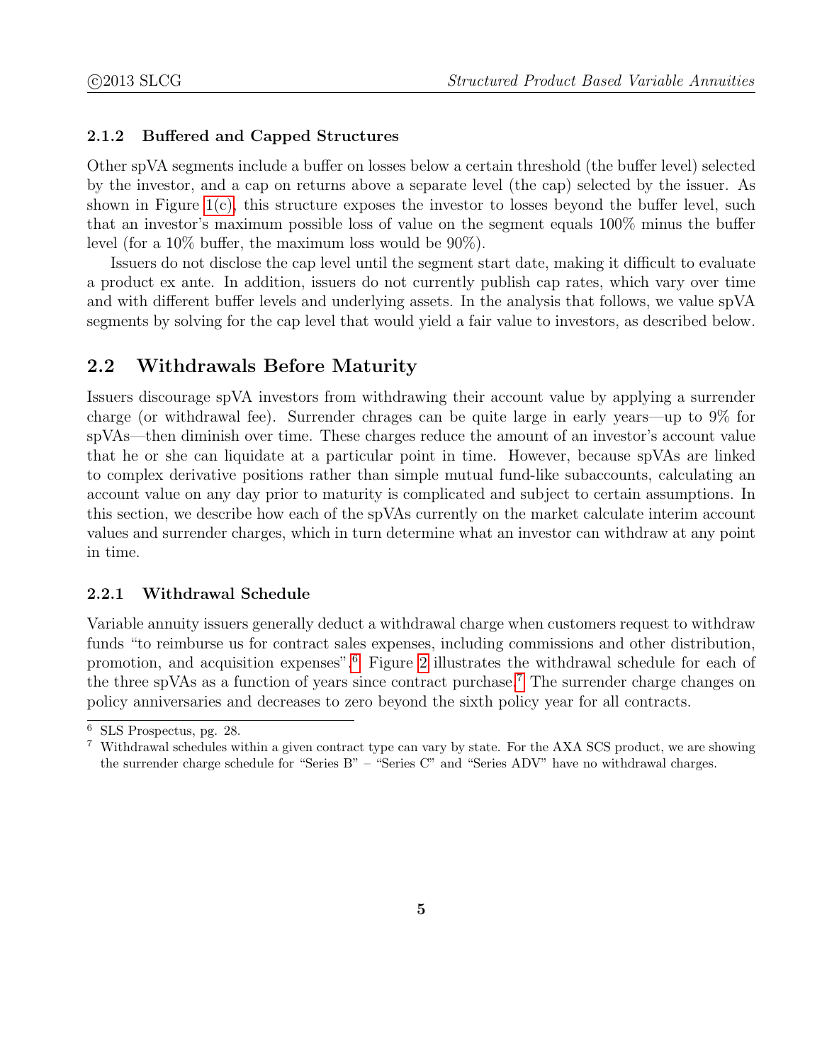#### 2.1.2 Buffered and Capped Structures

Other spVA segments include a buffer on losses below a certain threshold (the buffer level) selected by the investor, and a cap on returns above a separate level (the cap) selected by the issuer. As shown in Figure 1(c), this structure exposes the investor to losses beyond the buffer level, such that an investor's maximum possible loss of value on the segment equals 100% minus the buffer level (for a 10% buffer, the maximum loss would be 90%).

Issuers do not disclose the cap level until the segment start date, making it difficult to evaluate a product ex ante. In addition, issuers do not currently publish cap rates, which vary over time and with different buffer levels and underlying assets. In the analysis that follows, we value spVA segments by solving for the cap level that would yield a fair value to investors, as described below.

## 2.2 Withdrawals Before Maturity

Issuers discourage spVA investors from withdrawing their account value by applying a surrender charge (or withdrawal fee). Surrender chrages can be quite large in early years—up to 9% for spVAs—then diminish over time. These charges reduce the amount of an investor's account value that he or she can liquidate at a particular point in time. However, because spVAs are linked to complex derivative positions rather than simple mutual fund-like subaccounts, calculating an account value on any day prior to maturity is complicated and subject to certain assumptions. In this section, we describe how each of the spVAs currently on the market calculate interim account values and surrender charges, which in turn determine what an investor can withdraw at any point in time.

#### 2.2.1 Withdrawal Schedule

Variable annuity issuers generally deduct a withdrawal charge when customers request to withdraw funds "to reimburse us for contract sales expenses, including commissions and other distribution, promotion, and acquisition expenses".[6] Figure 2 illustrates the withdrawal schedule for each of the three spVAs as a function of years since contract purchase.[7] The surrender charge changes on policy anniversaries and decreases to zero beyond the sixth policy year for all contracts.

---

[6] SLS Prospectus, pg. 28.

[7] Withdrawal schedules within a given contract type can vary by state. For the AXA SCS product, we are showing the surrender charge schedule for "Series B" – "Series C" and "Series ADV" have no withdrawal charges.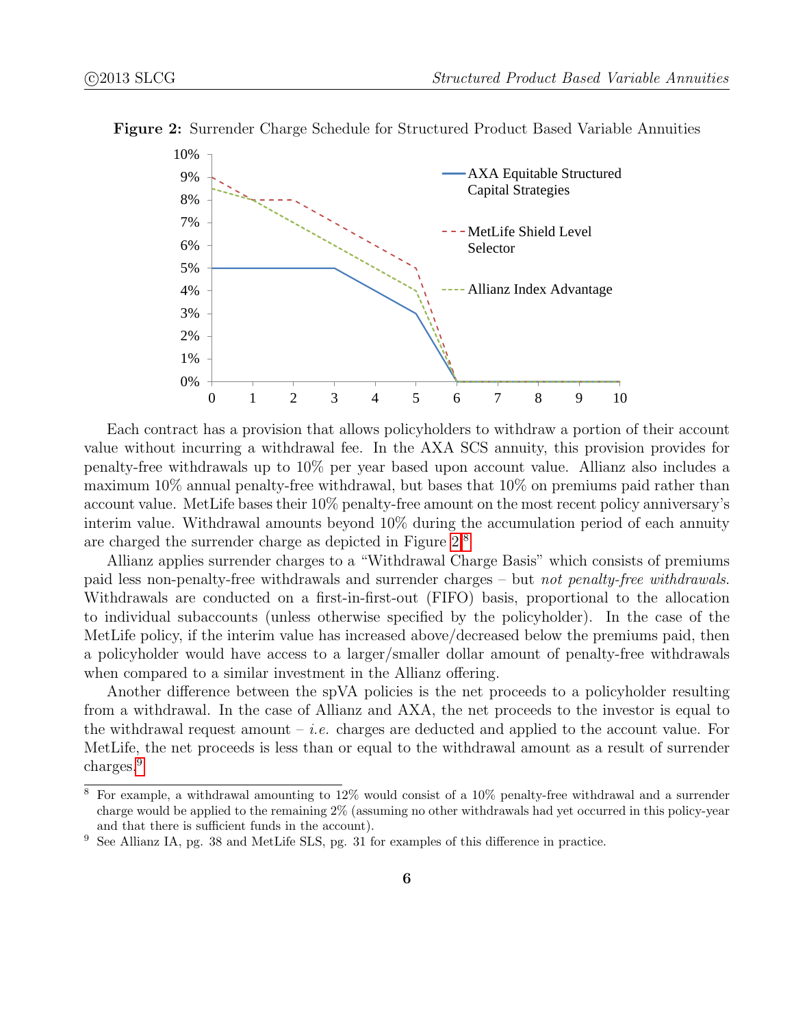**Figure 2:** Surrender Charge Schedule for Structured Product Based Variable Annuities

Each contract has a provision that allows policyholders to withdraw a portion of their account value without incurring a withdrawal fee. In the AXA SCS annuity, this provision provides for penalty-free withdrawals up to 10% per year based upon account value. Allianz also includes a maximum 10% annual penalty-free withdrawal, but bases that 10% on premiums paid rather than account value. MetLife bases their 10% penalty-free amount on the most recent policy anniversary's interim value. Withdrawal amounts beyond 10% during the accumulation period of each annuity are charged the surrender charge as depicted in Figure 2.[8]

Allianz applies surrender charges to a "Withdrawal Charge Basis" which consists of premiums paid less non-penalty-free withdrawals and surrender charges – but *not penalty-free withdrawals*. Withdrawals are conducted on a first-in-first-out (FIFO) basis, proportional to the allocation to individual subaccounts (unless otherwise specified by the policyholder). In the case of the MetLife policy, if the interim value has increased above/decreased below the premiums paid, then a policyholder would have access to a larger/smaller dollar amount of penalty-free withdrawals when compared to a similar investment in the Allianz offering.

Another difference between the spVA policies is the net proceeds to a policyholder resulting from a withdrawal. In the case of Allianz and AXA, the net proceeds to the investor is equal to the withdrawal request amount – *i.e.* charges are deducted and applied to the account value. For MetLife, the net proceeds is less than or equal to the withdrawal amount as a result of surrender charges.[9]

---

[8] For example, a withdrawal amounting to 12% would consist of a 10% penalty-free withdrawal and a surrender charge would be applied to the remaining 2% (assuming no other withdrawals had yet occurred in this policy-year and that there is sufficient funds in the account).

[9] See Allianz IA, pg. 38 and MetLife SLS, pg. 31 for examples of this difference in practice.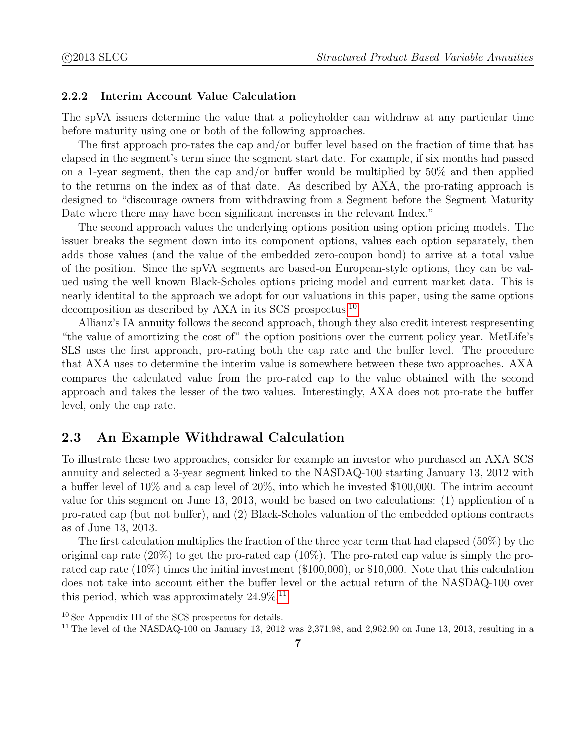### 2.2.2 Interim Account Value Calculation

The spVA issuers determine the value that a policyholder can withdraw at any particular time before maturity using one or both of the following approaches.

The first approach pro-rates the cap and/or buffer level based on the fraction of time that has elapsed in the segment's term since the segment start date. For example, if six months had passed on a 1-year segment, then the cap and/or buffer would be multiplied by 50% and then applied to the returns on the index as of that date. As described by AXA, the pro-rating approach is designed to "discourage owners from withdrawing from a Segment before the Segment Maturity Date where there may have been significant increases in the relevant Index."

The second approach values the underlying options position using option pricing models. The issuer breaks the segment down into its component options, values each option separately, then adds those values (and the value of the embedded zero-coupon bond) to arrive at a total value of the position. Since the spVA segments are based-on European-style options, they can be valued using the well known Black-Scholes options pricing model and current market data. This is nearly identital to the approach we adopt for our valuations in this paper, using the same options decomposition as described by AXA in its SCS prospectus.[10]

Allianz's IA annuity follows the second approach, though they also credit interest respresenting "the value of amortizing the cost of" the option positions over the current policy year. MetLife's SLS uses the first approach, pro-rating both the cap rate and the buffer level. The procedure that AXA uses to determine the interim value is somewhere between these two approaches. AXA compares the calculated value from the pro-rated cap to the value obtained with the second approach and takes the lesser of the two values. Interestingly, AXA does not pro-rate the buffer level, only the cap rate.

## 2.3 An Example Withdrawal Calculation

To illustrate these two approaches, consider for example an investor who purchased an AXA SCS annuity and selected a 3-year segment linked to the NASDAQ-100 starting January 13, 2012 with a buffer level of 10% and a cap level of 20%, into which he invested $100,000. The intrim account value for this segment on June 13, 2013, would be based on two calculations: (1) application of a pro-rated cap (but not buffer), and (2) Black-Scholes valuation of the embedded options contracts as of June 13, 2013.

The first calculation multiplies the fraction of the three year term that had elapsed (50%) by the original cap rate (20%) to get the pro-rated cap (10%). The pro-rated cap value is simply the pro-rated cap rate (10%) times the initial investment ($100,000), or $10,000. Note that this calculation does not take into account either the buffer level or the actual return of the NASDAQ-100 over this period, which was approximately 24.9%.[11]

[10] See Appendix III of the SCS prospectus for details.

[11] The level of the NASDAQ-100 on January 13, 2012 was 2,371.98, and 2,962.90 on June 13, 2013, resulting in a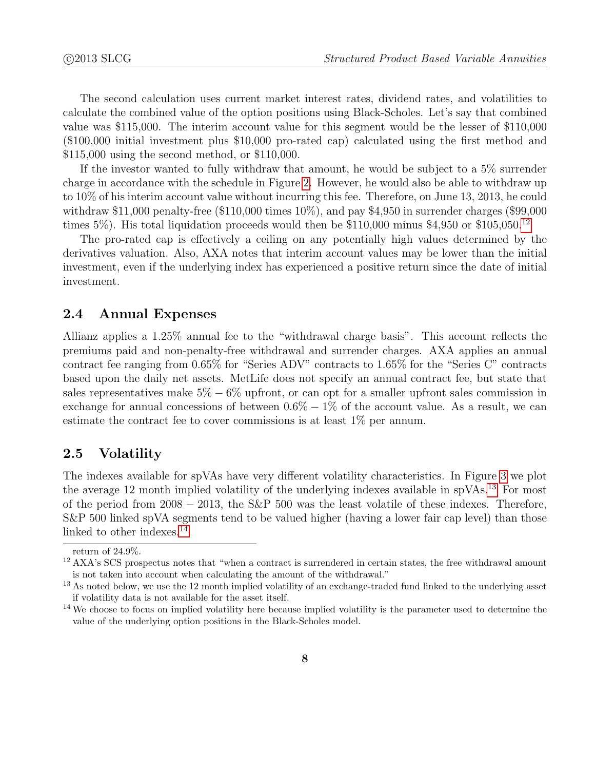The second calculation uses current market interest rates, dividend rates, and volatilities to calculate the combined value of the option positions using Black-Scholes. Let's say that combined value was $115,000. The interim account value for this segment would be the lesser of $110,000 ($100,000 initial investment plus $10,000 pro-rated cap) calculated using the first method and $115,000 using the second method, or $110,000.

If the investor wanted to fully withdraw that amount, he would be subject to a 5% surrender charge in accordance with the schedule in Figure 2. However, he would also be able to withdraw up to 10% of his interim account value without incurring this fee. Therefore, on June 13, 2013, he could withdraw $11,000 penalty-free ($110,000 times 10%), and pay $4,950 in surrender charges ($99,000 times 5%). His total liquidation proceeds would then be $110,000 minus $4,950 or $105,050.[12]

The pro-rated cap is effectively a ceiling on any potentially high values determined by the derivatives valuation. Also, AXA notes that interim account values may be lower than the initial investment, even if the underlying index has experienced a positive return since the date of initial investment.

## 2.4 Annual Expenses

Allianz applies a 1.25% annual fee to the "withdrawal charge basis". This account reflects the premiums paid and non-penalty-free withdrawal and surrender charges. AXA applies an annual contract fee ranging from 0.65% for "Series ADV" contracts to 1.65% for the "Series C" contracts based upon the daily net assets. MetLife does not specify an annual contract fee, but state that sales representatives make 5% − 6% upfront, or can opt for a smaller upfront sales commission in exchange for annual concessions of between 0.6% − 1% of the account value. As a result, we can estimate the contract fee to cover commissions is at least 1% per annum.

## 2.5 Volatility

The indexes available for spVAs have very different volatility characteristics. In Figure 3 we plot the average 12 month implied volatility of the underlying indexes available in spVAs.[13] For most of the period from 2008 − 2013, the S&P 500 was the least volatile of these indexes. Therefore, S&P 500 linked spVA segments tend to be valued higher (having a lower fair cap level) than those linked to other indexes.[14]

---

return of 24.9%.

[12] AXA's SCS prospectus notes that "when a contract is surrendered in certain states, the free withdrawal amount is not taken into account when calculating the amount of the withdrawal."

[13] As noted below, we use the 12 month implied volatility of an exchange-traded fund linked to the underlying asset if volatility data is not available for the asset itself.

[14] We choose to focus on implied volatility here because implied volatility is the parameter used to determine the value of the underlying option positions in the Black-Scholes model.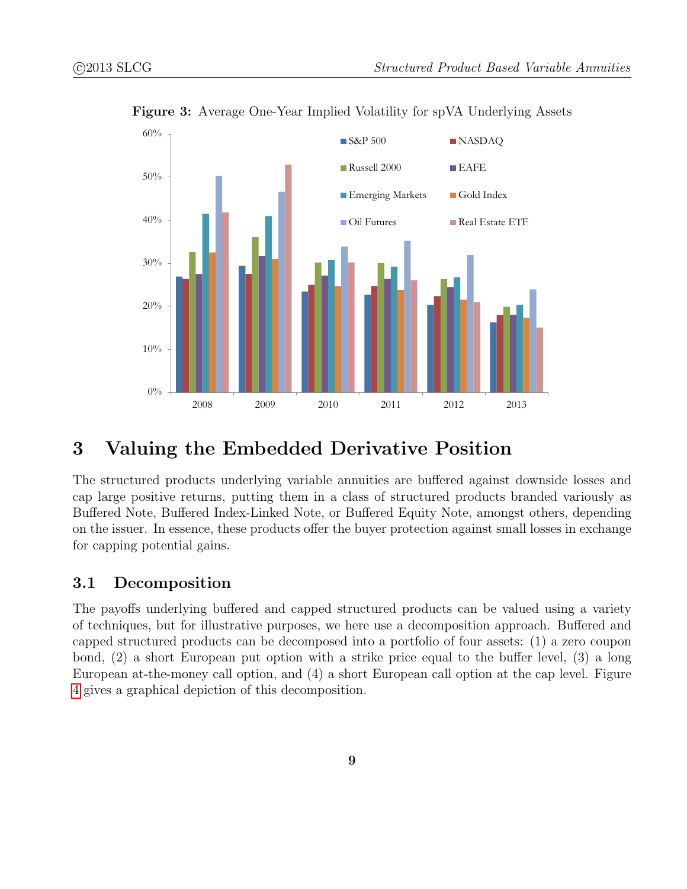**Figure 3:** Average One-Year Implied Volatility for spVA Underlying Assets

# 3 Valuing the Embedded Derivative Position

The structured products underlying variable annuities are buffered against downside losses and cap large positive returns, putting them in a class of structured products branded variously as Buffered Note, Buffered Index-Linked Note, or Buffered Equity Note, amongst others, depending on the issuer. In essence, these products offer the buyer protection against small losses in exchange for capping potential gains.

## 3.1 Decomposition

The payoffs underlying buffered and capped structured products can be valued using a variety of techniques, but for illustrative purposes, we here use a decomposition approach. Buffered and capped structured products can be decomposed into a portfolio of four assets: (1) a zero coupon bond, (2) a short European put option with a strike price equal to the buffer level, (3) a long European at-the-money call option, and (4) a short European call option at the cap level. Figure 4 gives a graphical depiction of this decomposition.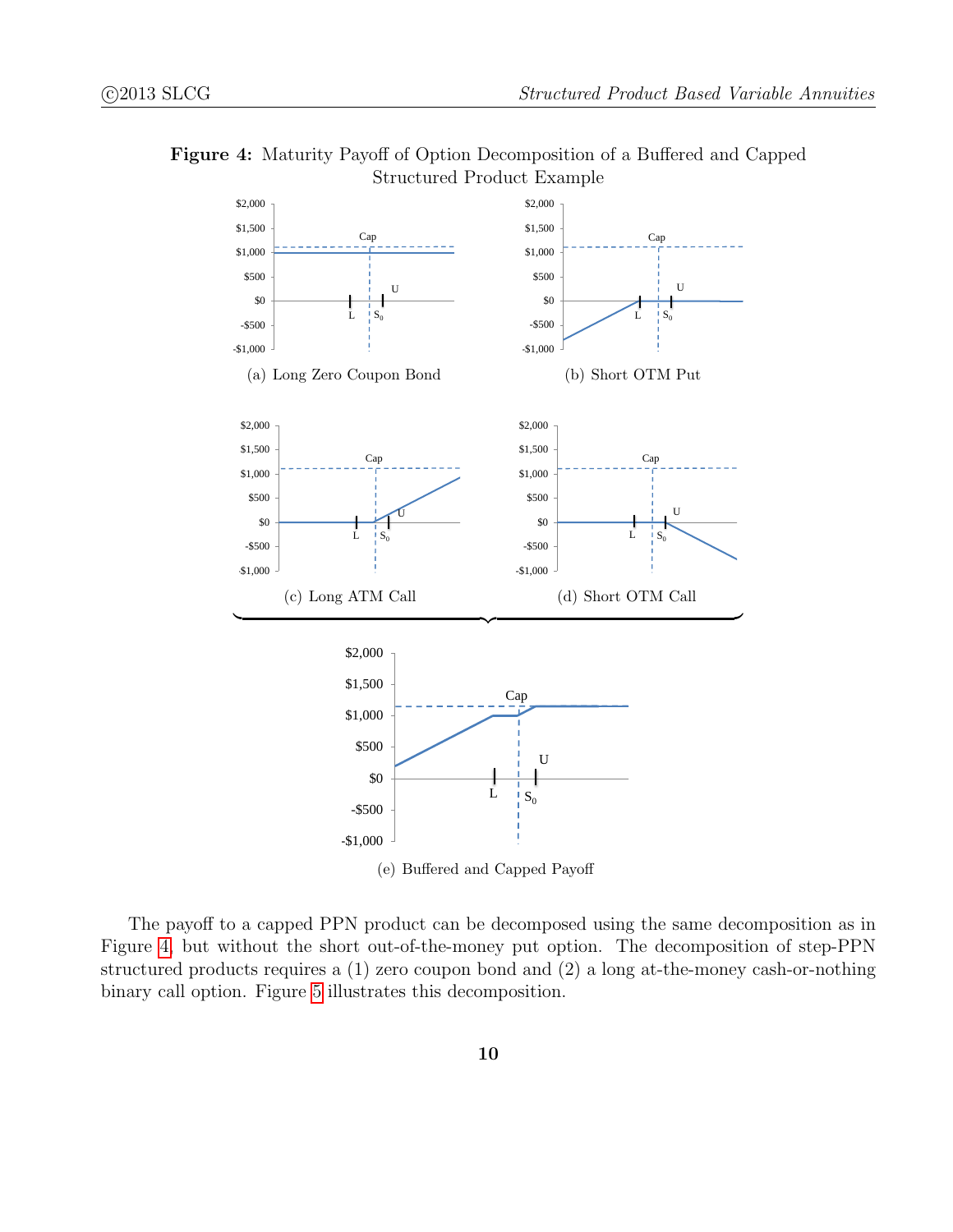**Figure 4:** Maturity Payoff of Option Decomposition of a Buffered and Capped Structured Product Example

(a) Long Zero Coupon Bond

(b) Short OTM Put

(c) Long ATM Call

(d) Short OTM Call

(e) Buffered and Capped Payoff

The payoff to a capped PPN product can be decomposed using the same decomposition as in Figure 4, but without the short out-of-the-money put option. The decomposition of step-PPN structured products requires a (1) zero coupon bond and (2) a long at-the-money cash-or-nothing binary call option. Figure 5 illustrates this decomposition.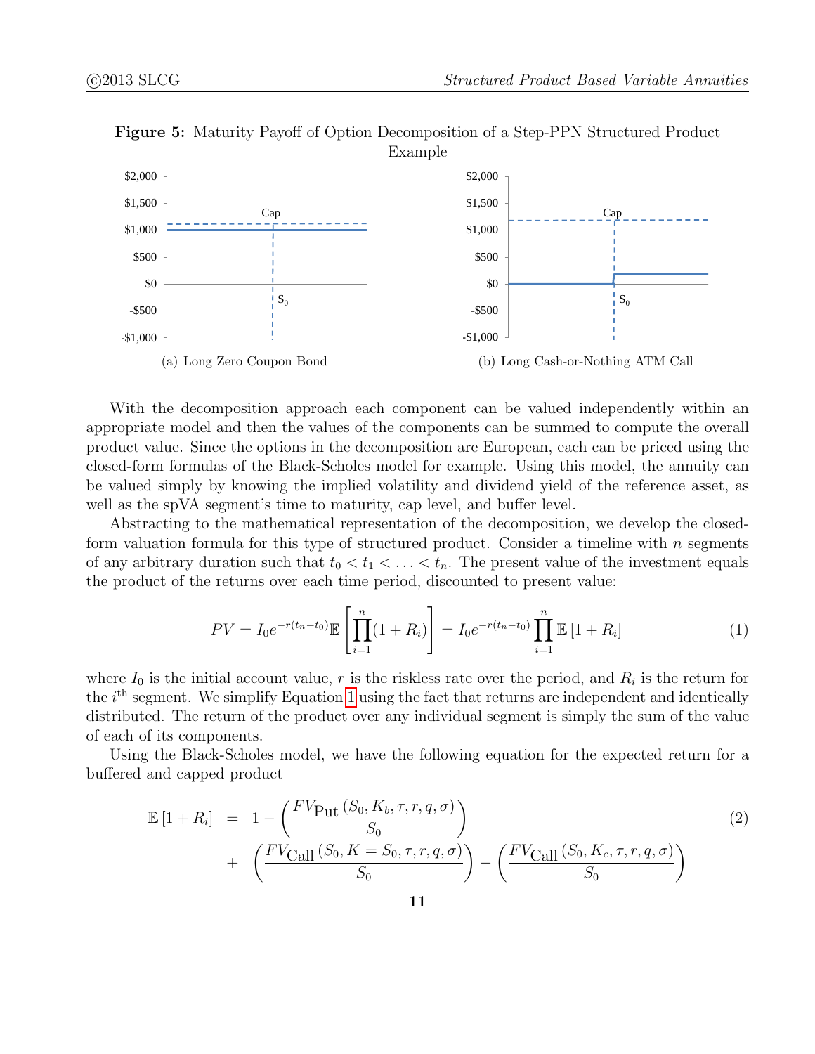**Figure 5:** Maturity Payoff of Option Decomposition of a Step-PPN Structured Product Example

(a) Long Zero Coupon Bond

(b) Long Cash-or-Nothing ATM Call

With the decomposition approach each component can be valued independently within an appropriate model and then the values of the components can be summed to compute the overall product value. Since the options in the decomposition are European, each can be priced using the closed-form formulas of the Black-Scholes model for example. Using this model, the annuity can be valued simply by knowing the implied volatility and dividend yield of the reference asset, as well as the spVA segment's time to maturity, cap level, and buffer level.

Abstracting to the mathematical representation of the decomposition, we develop the closed-form valuation formula for this type of structured product. Consider a timeline with $n$ segments of any arbitrary duration such that $t_0 < t_1 < \ldots < t_n$. The present value of the investment equals the product of the returns over each time period, discounted to present value:

$$PV = I_0 e^{-r(t_n - t_0)} \mathbb{E}\left[\prod_{i=1}^{n}(1+R_i)\right] = I_0 e^{-r(t_n - t_0)} \prod_{i=1}^{n} \mathbb{E}\left[1+R_i\right] \tag{1}$$

where $I_0$ is the initial account value, $r$ is the riskless rate over the period, and $R_i$ is the return for the $i^{\text{th}}$ segment. We simplify Equation 1 using the fact that returns are independent and identically distributed. The return of the product over any individual segment is simply the sum of the value of each of its components.

Using the Black-Scholes model, we have the following equation for the expected return for a buffered and capped product

$$\begin{aligned}
\mathbb{E}\left[1+R_i\right] &= 1 - \left(\frac{FV_{\text{Put}}\left(S_0, K_b, \tau, r, q, \sigma\right)}{S_0}\right) \\
&+ \left(\frac{FV_{\text{Call}}\left(S_0, K = S_0, \tau, r, q, \sigma\right)}{S_0}\right) - \left(\frac{FV_{\text{Call}}\left(S_0, K_c, \tau, r, q, \sigma\right)}{S_0}\right)
\end{aligned} \tag{2}$$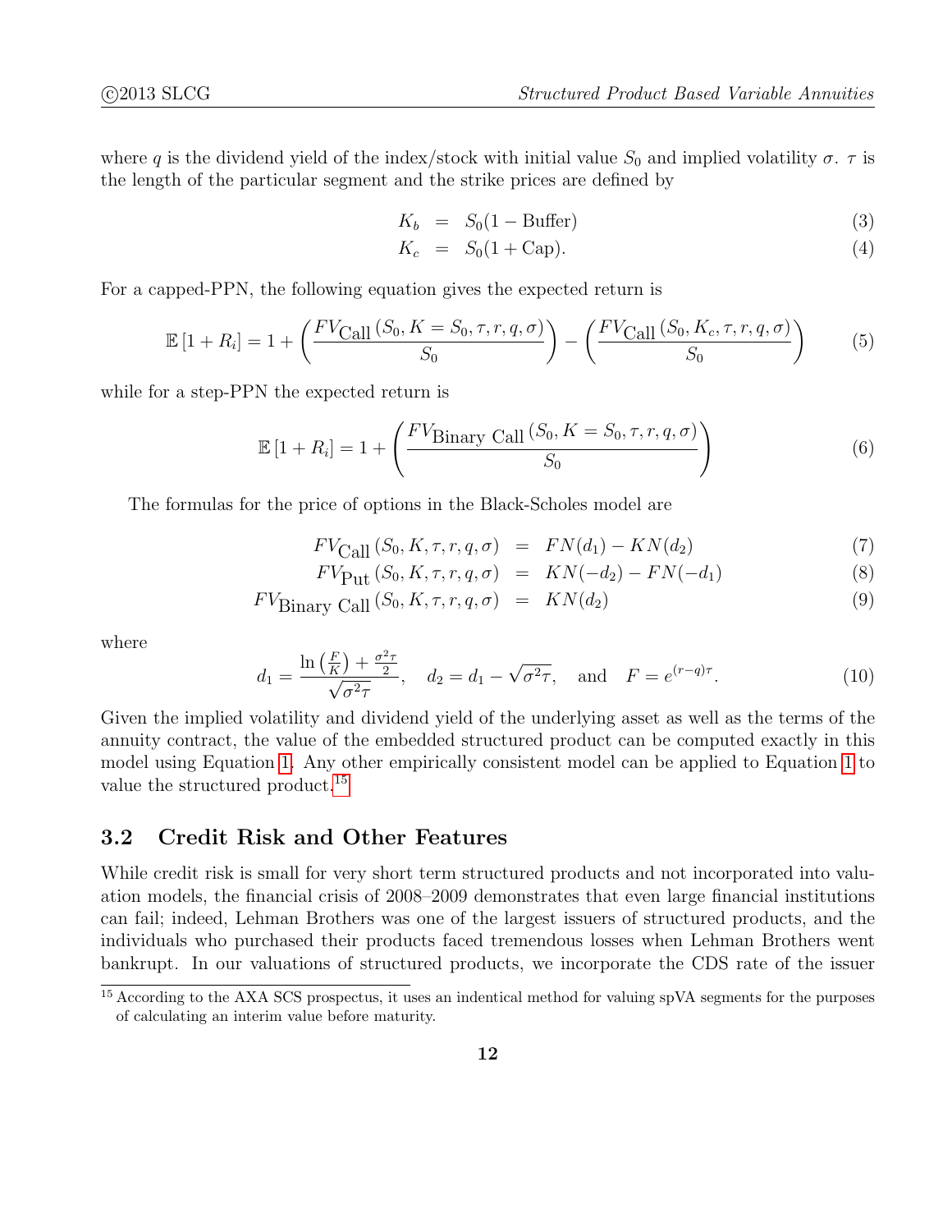where $q$ is the dividend yield of the index/stock with initial value $S_0$ and implied volatility $\sigma$. $\tau$ is the length of the particular segment and the strike prices are defined by

$$K_b = S_0(1 - \text{Buffer}) \tag{3}$$

$$K_c = S_0(1 + \text{Cap}). \tag{4}$$

For a capped-PPN, the following equation gives the expected return is

$$\mathbb{E}\left[1 + R_i\right] = 1 + \left(\frac{FV_{\text{Call}}\left(S_0, K = S_0, \tau, r, q, \sigma\right)}{S_0}\right) - \left(\frac{FV_{\text{Call}}\left(S_0, K_c, \tau, r, q, \sigma\right)}{S_0}\right) \tag{5}$$

while for a step-PPN the expected return is

$$\mathbb{E}\left[1 + R_i\right] = 1 + \left(\frac{FV_{\text{Binary Call}}\left(S_0, K = S_0, \tau, r, q, \sigma\right)}{S_0}\right) \tag{6}$$

The formulas for the price of options in the Black-Scholes model are

$$FV_{\text{Call}}\left(S_0, K, \tau, r, q, \sigma\right) = FN(d_1) - KN(d_2) \tag{7}$$

$$FV_{\text{Put}}\left(S_0, K, \tau, r, q, \sigma\right) = KN(-d_2) - FN(-d_1) \tag{8}$$

$$FV_{\text{Binary Call}}\left(S_0, K, \tau, r, q, \sigma\right) = KN(d_2) \tag{9}$$

where

$$d_1 = \frac{\ln\left(\frac{F}{K}\right) + \frac{\sigma^2 \tau}{2}}{\sqrt{\sigma^2 \tau}}, \quad d_2 = d_1 - \sqrt{\sigma^2 \tau}, \quad \text{and} \quad F = e^{(r-q)\tau}. \tag{10}$$

Given the implied volatility and dividend yield of the underlying asset as well as the terms of the annuity contract, the value of the embedded structured product can be computed exactly in this model using Equation 1. Any other empirically consistent model can be applied to Equation 1 to value the structured product.[15]

## 3.2 Credit Risk and Other Features

While credit risk is small for very short term structured products and not incorporated into valuation models, the financial crisis of 2008–2009 demonstrates that even large financial institutions can fail; indeed, Lehman Brothers was one of the largest issuers of structured products, and the individuals who purchased their products faced tremendous losses when Lehman Brothers went bankrupt. In our valuations of structured products, we incorporate the CDS rate of the issuer

[15] According to the AXA SCS prospectus, it uses an indentical method for valuing spVA segments for the purposes of calculating an interim value before maturity.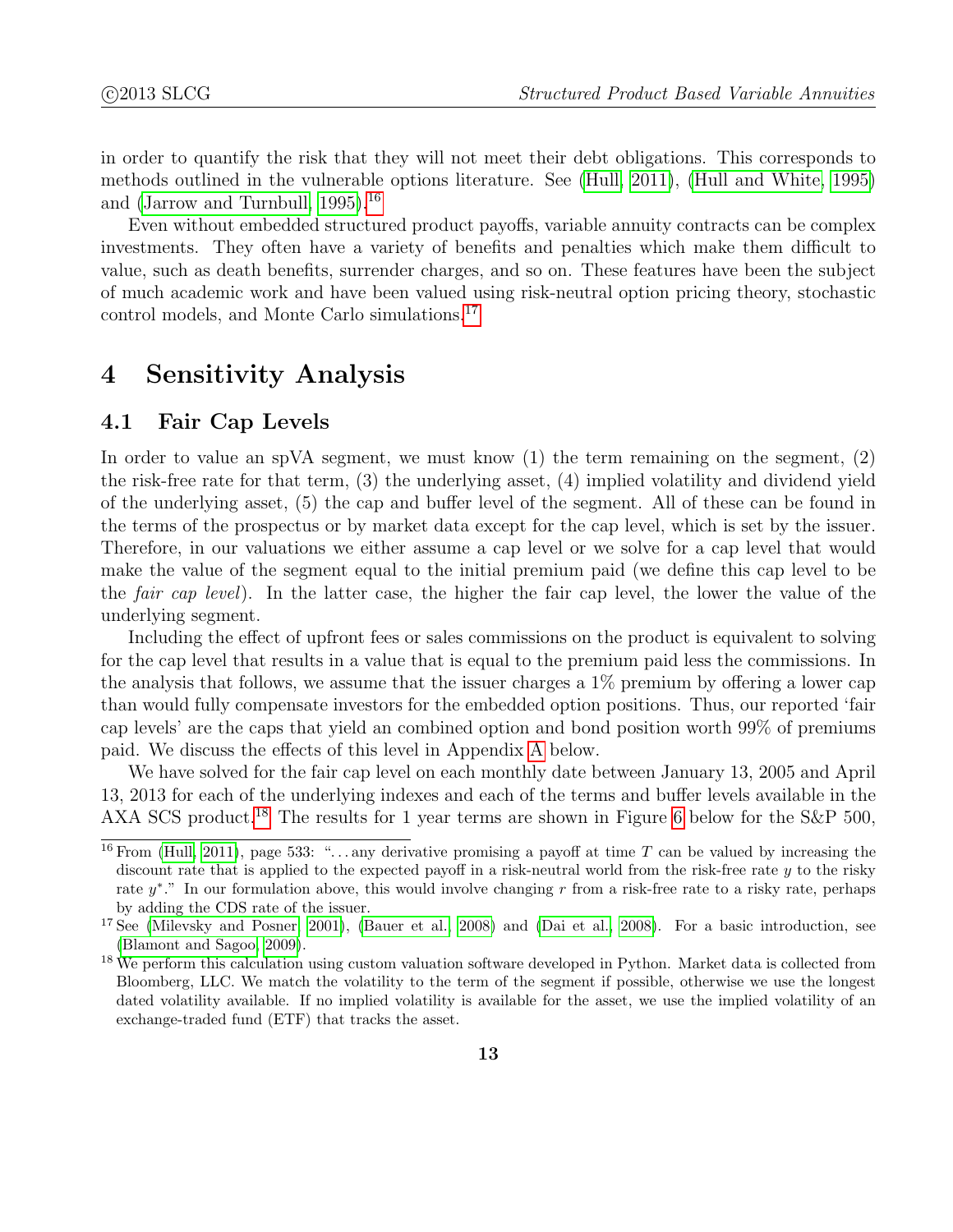in order to quantify the risk that they will not meet their debt obligations. This corresponds to methods outlined in the vulnerable options literature. See (Hull, 2011), (Hull and White, 1995) and (Jarrow and Turnbull, 1995).[16]

Even without embedded structured product payoffs, variable annuity contracts can be complex investments. They often have a variety of benefits and penalties which make them difficult to value, such as death benefits, surrender charges, and so on. These features have been the subject of much academic work and have been valued using risk-neutral option pricing theory, stochastic control models, and Monte Carlo simulations.[17]

# 4 Sensitivity Analysis

## 4.1 Fair Cap Levels

In order to value an spVA segment, we must know (1) the term remaining on the segment, (2) the risk-free rate for that term, (3) the underlying asset, (4) implied volatility and dividend yield of the underlying asset, (5) the cap and buffer level of the segment. All of these can be found in the terms of the prospectus or by market data except for the cap level, which is set by the issuer. Therefore, in our valuations we either assume a cap level or we solve for a cap level that would make the value of the segment equal to the initial premium paid (we define this cap level to be the *fair cap level*). In the latter case, the higher the fair cap level, the lower the value of the underlying segment.

Including the effect of upfront fees or sales commissions on the product is equivalent to solving for the cap level that results in a value that is equal to the premium paid less the commissions. In the analysis that follows, we assume that the issuer charges a 1% premium by offering a lower cap than would fully compensate investors for the embedded option positions. Thus, our reported 'fair cap levels' are the caps that yield an combined option and bond position worth 99% of premiums paid. We discuss the effects of this level in Appendix A below.

We have solved for the fair cap level on each monthly date between January 13, 2005 and April 13, 2013 for each of the underlying indexes and each of the terms and buffer levels available in the AXA SCS product.[18] The results for 1 year terms are shown in Figure 6 below for the S&P 500,

---

[16] From (Hull, 2011), page 533: "...any derivative promising a payoff at time $T$ can be valued by increasing the discount rate that is applied to the expected payoff in a risk-neutral world from the risk-free rate $y$ to the risky rate $y^*$." In our formulation above, this would involve changing $r$ from a risk-free rate to a risky rate, perhaps by adding the CDS rate of the issuer.

[17] See (Milevsky and Posner, 2001), (Bauer et al., 2008) and (Dai et al., 2008). For a basic introduction, see (Blamont and Sagoo, 2009).

[18] We perform this calculation using custom valuation software developed in Python. Market data is collected from Bloomberg, LLC. We match the volatility to the term of the segment if possible, otherwise we use the longest dated volatility available. If no implied volatility is available for the asset, we use the implied volatility of an exchange-traded fund (ETF) that tracks the asset.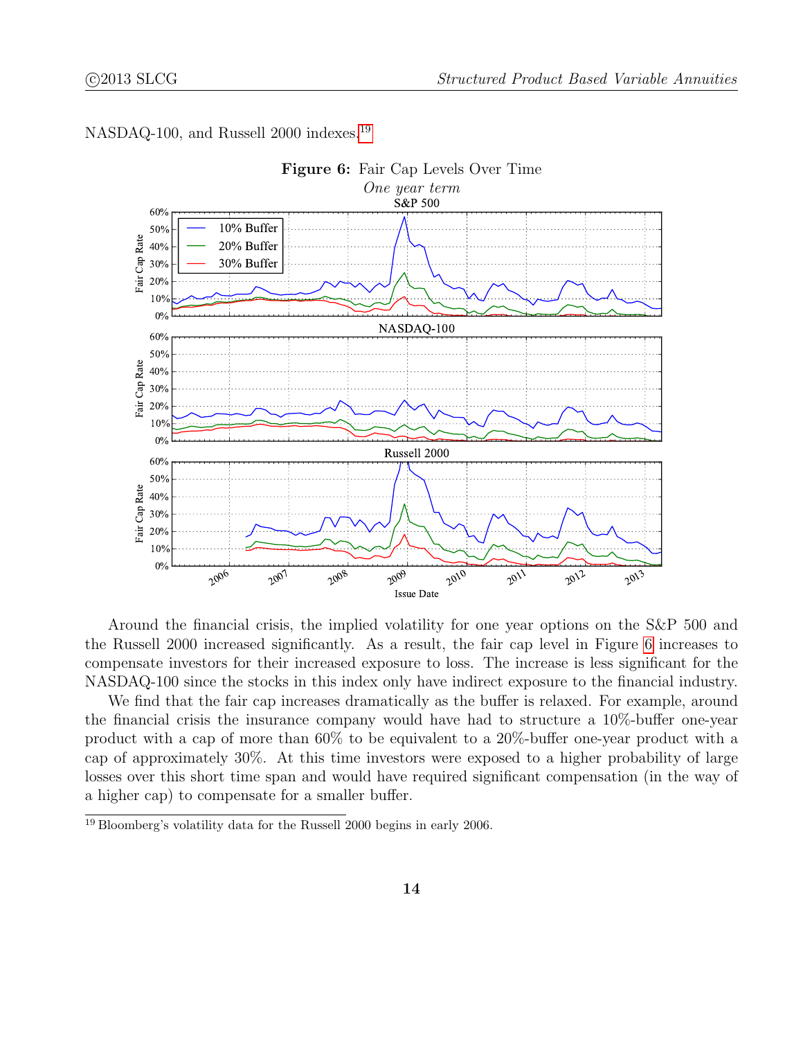NASDAQ-100, and Russell 2000 indexes.[19]

**Figure 6:** Fair Cap Levels Over Time

*One year term*

Around the financial crisis, the implied volatility for one year options on the S&P 500 and the Russell 2000 increased significantly. As a result, the fair cap level in Figure 6 increases to compensate investors for their increased exposure to loss. The increase is less significant for the NASDAQ-100 since the stocks in this index only have indirect exposure to the financial industry.

We find that the fair cap increases dramatically as the buffer is relaxed. For example, around the financial crisis the insurance company would have had to structure a 10%-buffer one-year product with a cap of more than 60% to be equivalent to a 20%-buffer one-year product with a cap of approximately 30%. At this time investors were exposed to a higher probability of large losses over this short time span and would have required significant compensation (in the way of a higher cap) to compensate for a smaller buffer.

[19] Bloomberg's volatility data for the Russell 2000 begins in early 2006.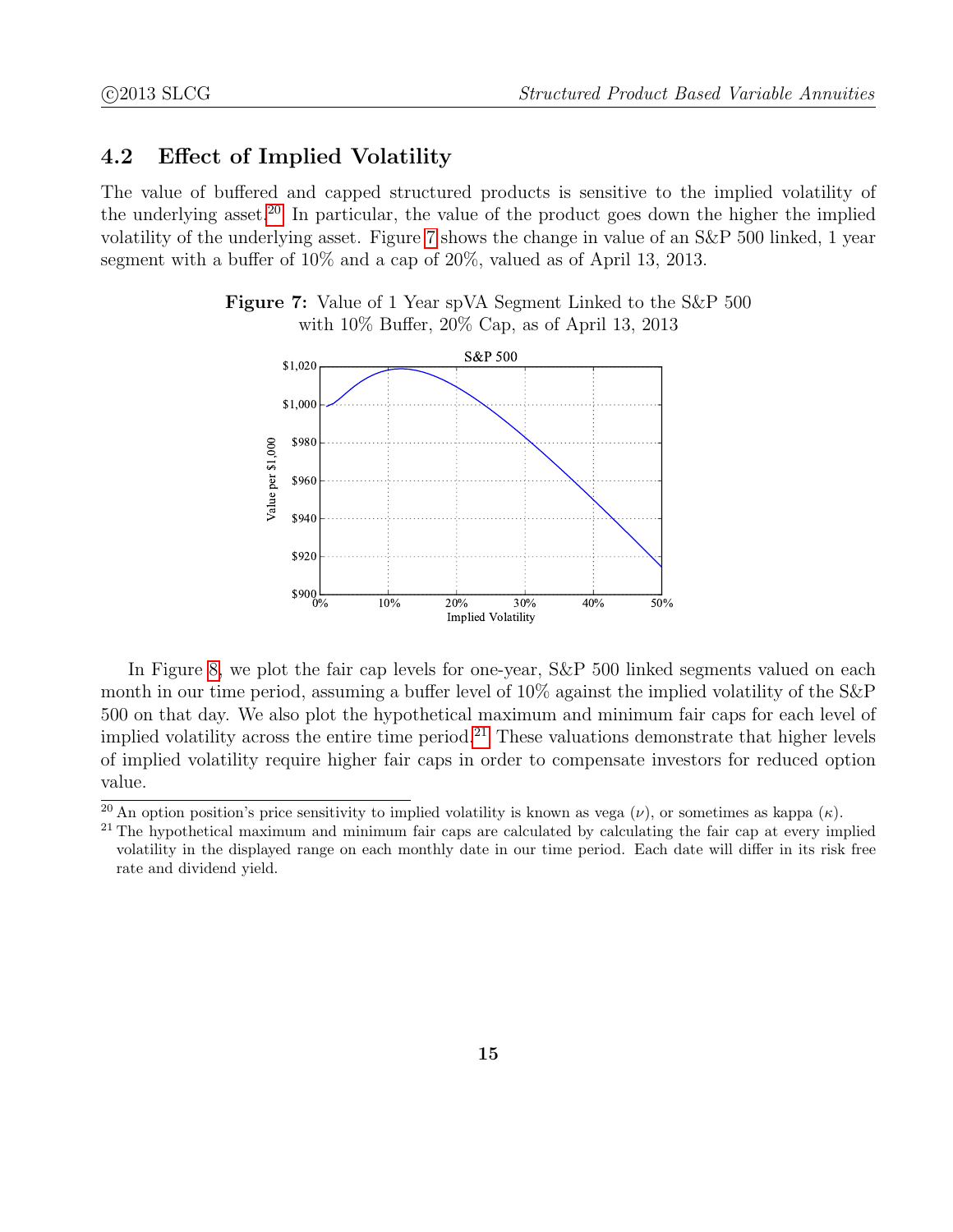## 4.2 Effect of Implied Volatility

The value of buffered and capped structured products is sensitive to the implied volatility of the underlying asset.[20] In particular, the value of the product goes down the higher the implied volatility of the underlying asset. Figure 7 shows the change in value of an S&P 500 linked, 1 year segment with a buffer of 10% and a cap of 20%, valued as of April 13, 2013.

**Figure 7:** Value of 1 Year spVA Segment Linked to the S&P 500 with 10% Buffer, 20% Cap, as of April 13, 2013

In Figure 8, we plot the fair cap levels for one-year, S&P 500 linked segments valued on each month in our time period, assuming a buffer level of 10% against the implied volatility of the S&P 500 on that day. We also plot the hypothetical maximum and minimum fair caps for each level of implied volatility across the entire time period.[21] These valuations demonstrate that higher levels of implied volatility require higher fair caps in order to compensate investors for reduced option value.

[20] An option position's price sensitivity to implied volatility is known as vega ($\nu$), or sometimes as kappa ($\kappa$).

[21] The hypothetical maximum and minimum fair caps are calculated by calculating the fair cap at every implied volatility in the displayed range on each monthly date in our time period. Each date will differ in its risk free rate and dividend yield.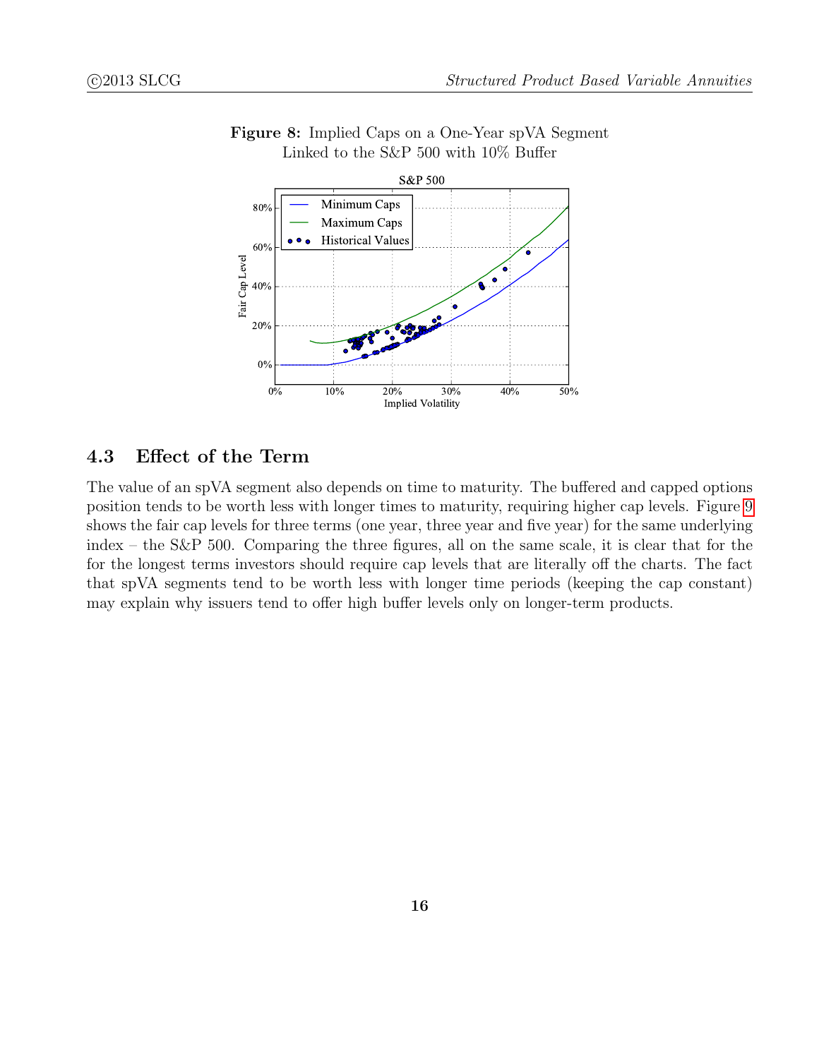**Figure 8:** Implied Caps on a One-Year spVA Segment Linked to the S&P 500 with 10% Buffer

## 4.3 Effect of the Term

The value of an spVA segment also depends on time to maturity. The buffered and capped options position tends to be worth less with longer times to maturity, requiring higher cap levels. Figure 9 shows the fair cap levels for three terms (one year, three year and five year) for the same underlying index – the S&P 500. Comparing the three figures, all on the same scale, it is clear that for the for the longest terms investors should require cap levels that are literally off the charts. The fact that spVA segments tend to be worth less with longer time periods (keeping the cap constant) may explain why issuers tend to offer high buffer levels only on longer-term products.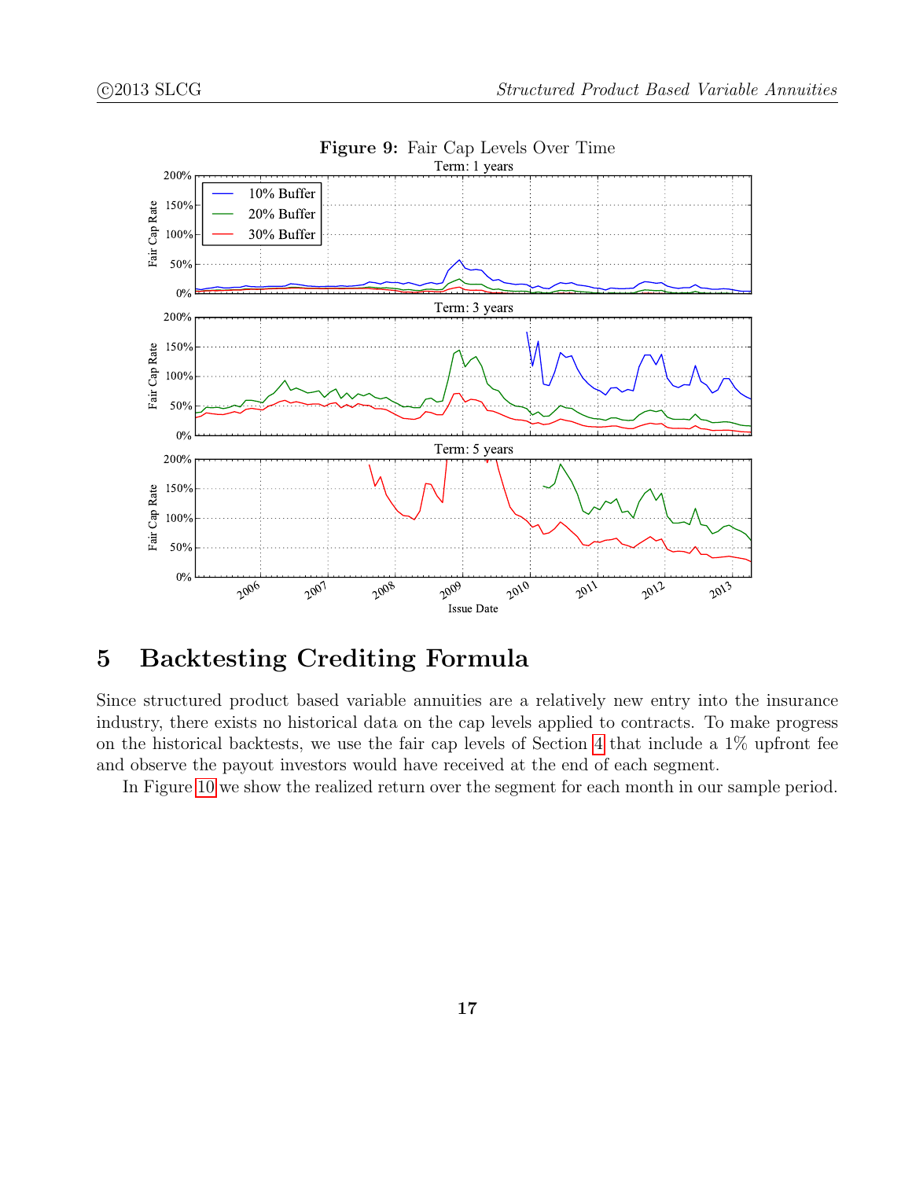**Figure 9:** Fair Cap Levels Over Time

# 5 Backtesting Crediting Formula

Since structured product based variable annuities are a relatively new entry into the insurance industry, there exists no historical data on the cap levels applied to contracts. To make progress on the historical backtests, we use the fair cap levels of Section 4 that include a 1% upfront fee and observe the payout investors would have received at the end of each segment.

In Figure 10 we show the realized return over the segment for each month in our sample period.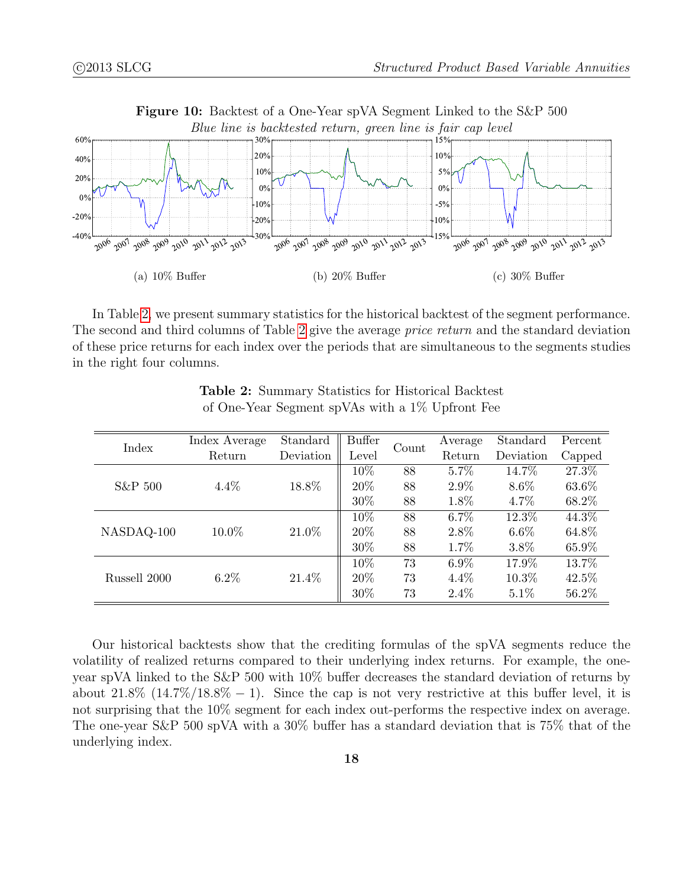**Figure 10:** Backtest of a One-Year spVA Segment Linked to the S&P 500

*Blue line is backtested return, green line is fair cap level*

(a) 10% Buffer (b) 20% Buffer (c) 30% Buffer

In Table 2, we present summary statistics for the historical backtest of the segment performance. The second and third columns of Table 2 give the average *price return* and the standard deviation of these price returns for each index over the periods that are simultaneous to the segments studies in the right four columns.

**Table 2:** Summary Statistics for Historical Backtest of One-Year Segment spVAs with a 1% Upfront Fee

| Index | Index Average Return | Standard Deviation | Buffer Level | Count | Average Return | Standard Deviation | Percent Capped |
|---|---|---|---|---|---|---|---|
| S&P 500 | 4.4% | 18.8% | 10% | 88 | 5.7% | 14.7% | 27.3% |
| | | | 20% | 88 | 2.9% | 8.6% | 63.6% |
| | | | 30% | 88 | 1.8% | 4.7% | 68.2% |
| NASDAQ-100 | 10.0% | 21.0% | 10% | 88 | 6.7% | 12.3% | 44.3% |
| | | | 20% | 88 | 2.8% | 6.6% | 64.8% |
| | | | 30% | 88 | 1.7% | 3.8% | 65.9% |
| Russell 2000 | 6.2% | 21.4% | 10% | 73 | 6.9% | 17.9% | 13.7% |
| | | | 20% | 73 | 4.4% | 10.3% | 42.5% |
| | | | 30% | 73 | 2.4% | 5.1% | 56.2% |

Our historical backtests show that the crediting formulas of the spVA segments reduce the volatility of realized returns compared to their underlying index returns. For example, the one-year spVA linked to the S&P 500 with 10% buffer decreases the standard deviation of returns by about 21.8% ($14.7\%/18.8\% - 1$). Since the cap is not very restrictive at this buffer level, it is not surprising that the 10% segment for each index out-performs the respective index on average. The one-year S&P 500 spVA with a 30% buffer has a standard deviation that is 75% that of the underlying index.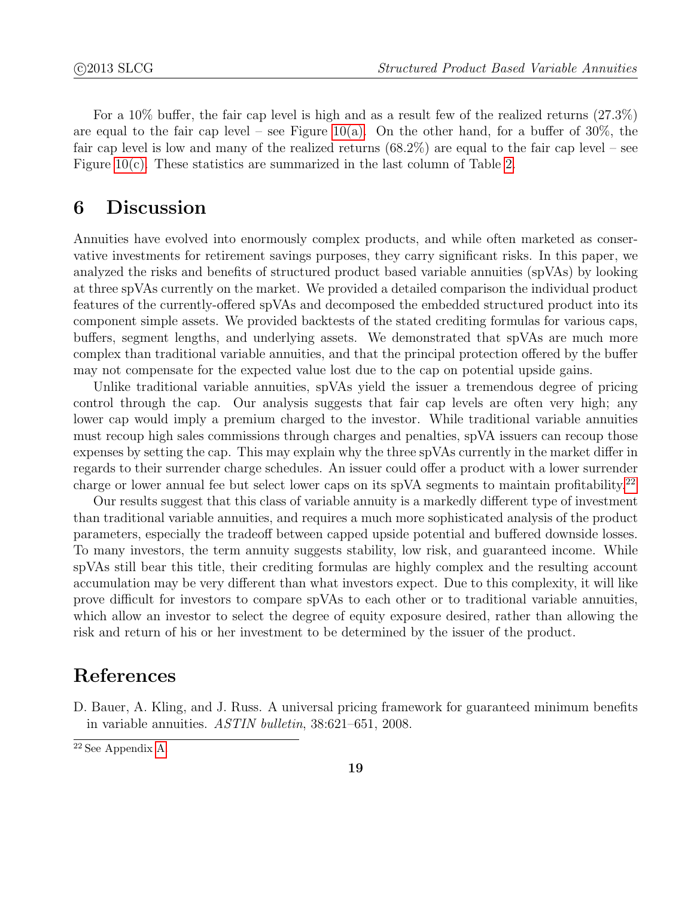For a 10% buffer, the fair cap level is high and as a result few of the realized returns (27.3%) are equal to the fair cap level – see Figure 10(a). On the other hand, for a buffer of 30%, the fair cap level is low and many of the realized returns (68.2%) are equal to the fair cap level – see Figure 10(c). These statistics are summarized in the last column of Table 2.

# 6 Discussion

Annuities have evolved into enormously complex products, and while often marketed as conservative investments for retirement savings purposes, they carry significant risks. In this paper, we analyzed the risks and benefits of structured product based variable annuities (spVAs) by looking at three spVAs currently on the market. We provided a detailed comparison the individual product features of the currently-offered spVAs and decomposed the embedded structured product into its component simple assets. We provided backtests of the stated crediting formulas for various caps, buffers, segment lengths, and underlying assets. We demonstrated that spVAs are much more complex than traditional variable annuities, and that the principal protection offered by the buffer may not compensate for the expected value lost due to the cap on potential upside gains.

Unlike traditional variable annuities, spVAs yield the issuer a tremendous degree of pricing control through the cap. Our analysis suggests that fair cap levels are often very high; any lower cap would imply a premium charged to the investor. While traditional variable annuities must recoup high sales commissions through charges and penalties, spVA issuers can recoup those expenses by setting the cap. This may explain why the three spVAs currently in the market differ in regards to their surrender charge schedules. An issuer could offer a product with a lower surrender charge or lower annual fee but select lower caps on its spVA segments to maintain profitability.[22]

Our results suggest that this class of variable annuity is a markedly different type of investment than traditional variable annuities, and requires a much more sophisticated analysis of the product parameters, especially the tradeoff between capped upside potential and buffered downside losses. To many investors, the term annuity suggests stability, low risk, and guaranteed income. While spVAs still bear this title, their crediting formulas are highly complex and the resulting account accumulation may be very different than what investors expect. Due to this complexity, it will like prove difficult for investors to compare spVAs to each other or to traditional variable annuities, which allow an investor to select the degree of equity exposure desired, rather than allowing the risk and return of his or her investment to be determined by the issuer of the product.

# References

D. Bauer, A. Kling, and J. Russ. A universal pricing framework for guaranteed minimum benefits in variable annuities. *ASTIN bulletin*, 38:621–651, 2008.

[22] See Appendix A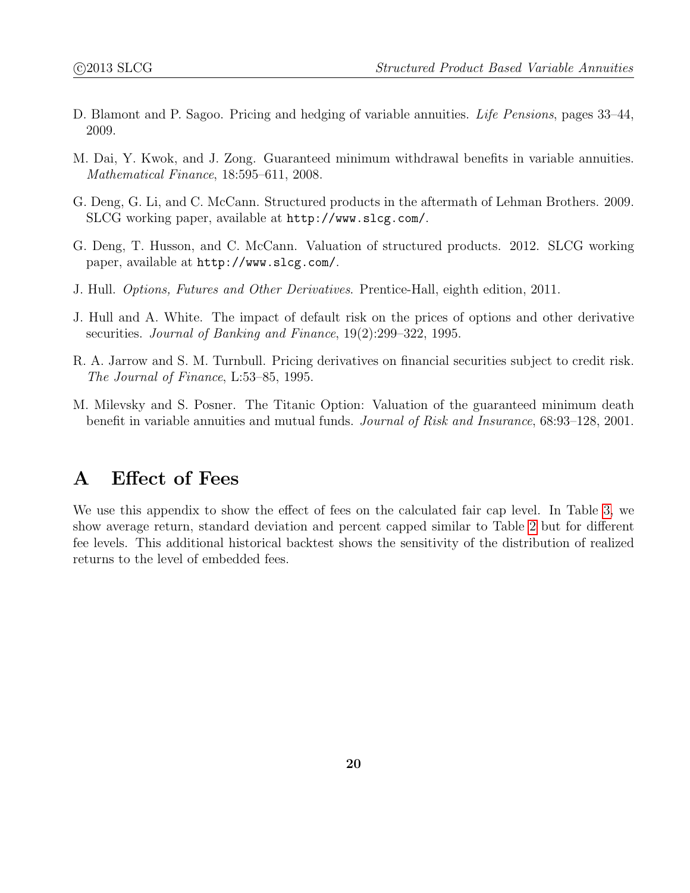D. Blamont and P. Sagoo. Pricing and hedging of variable annuities. *Life Pensions*, pages 33–44, 2009.

M. Dai, Y. Kwok, and J. Zong. Guaranteed minimum withdrawal benefits in variable annuities. *Mathematical Finance*, 18:595–611, 2008.

G. Deng, G. Li, and C. McCann. Structured products in the aftermath of Lehman Brothers. 2009. SLCG working paper, available at `http://www.slcg.com/`.

G. Deng, T. Husson, and C. McCann. Valuation of structured products. 2012. SLCG working paper, available at `http://www.slcg.com/`.

J. Hull. *Options, Futures and Other Derivatives*. Prentice-Hall, eighth edition, 2011.

J. Hull and A. White. The impact of default risk on the prices of options and other derivative securities. *Journal of Banking and Finance*, 19(2):299–322, 1995.

R. A. Jarrow and S. M. Turnbull. Pricing derivatives on financial securities subject to credit risk. *The Journal of Finance*, L:53–85, 1995.

M. Milevsky and S. Posner. The Titanic Option: Valuation of the guaranteed minimum death benefit in variable annuities and mutual funds. *Journal of Risk and Insurance*, 68:93–128, 2001.

# A Effect of Fees

We use this appendix to show the effect of fees on the calculated fair cap level. In Table 3, we show average return, standard deviation and percent capped similar to Table 2 but for different fee levels. This additional historical backtest shows the sensitivity of the distribution of realized returns to the level of embedded fees.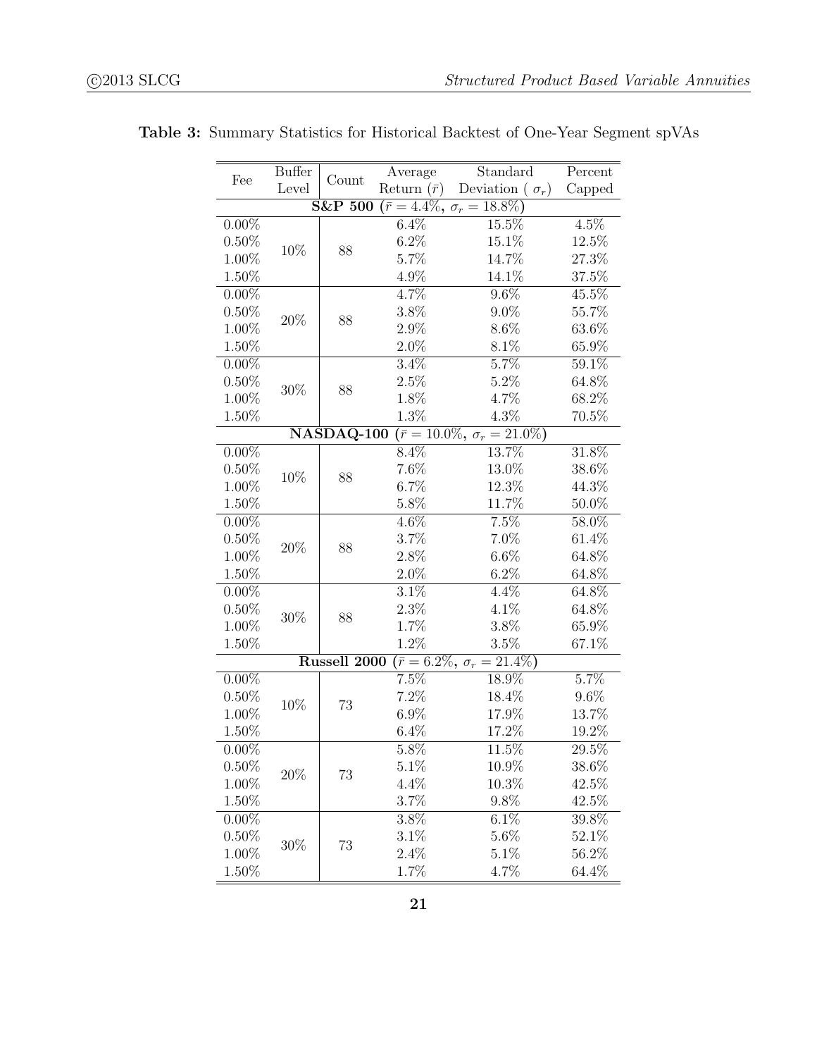**Table 3:** Summary Statistics for Historical Backtest of One-Year Segment spVAs

| Fee | Buffer Level | Count | Average Return ($\bar{r}$) | Standard Deviation ( $\sigma_r$) | Percent Capped |
|---|---|---|---|---|---|
| **S&P 500** ($\bar{r} = 4.4\%$, $\sigma_r = 18.8\%$) | | | | | |
| 0.00% | 10% | 88 | 6.4% | 15.5% | 4.5% |
| 0.50% | | | 6.2% | 15.1% | 12.5% |
| 1.00% | | | 5.7% | 14.7% | 27.3% |
| 1.50% | | | 4.9% | 14.1% | 37.5% |
| 0.00% | 20% | 88 | 4.7% | 9.6% | 45.5% |
| 0.50% | | | 3.8% | 9.0% | 55.7% |
| 1.00% | | | 2.9% | 8.6% | 63.6% |
| 1.50% | | | 2.0% | 8.1% | 65.9% |
| 0.00% | 30% | 88 | 3.4% | 5.7% | 59.1% |
| 0.50% | | | 2.5% | 5.2% | 64.8% |
| 1.00% | | | 1.8% | 4.7% | 68.2% |
| 1.50% | | | 1.3% | 4.3% | 70.5% |
| **NASDAQ-100** ($\bar{r} = 10.0\%$, $\sigma_r = 21.0\%$) | | | | | |
| 0.00% | 10% | 88 | 8.4% | 13.7% | 31.8% |
| 0.50% | | | 7.6% | 13.0% | 38.6% |
| 1.00% | | | 6.7% | 12.3% | 44.3% |
| 1.50% | | | 5.8% | 11.7% | 50.0% |
| 0.00% | 20% | 88 | 4.6% | 7.5% | 58.0% |
| 0.50% | | | 3.7% | 7.0% | 61.4% |
| 1.00% | | | 2.8% | 6.6% | 64.8% |
| 1.50% | | | 2.0% | 6.2% | 64.8% |
| 0.00% | 30% | 88 | 3.1% | 4.4% | 64.8% |
| 0.50% | | | 2.3% | 4.1% | 64.8% |
| 1.00% | | | 1.7% | 3.8% | 65.9% |
| 1.50% | | | 1.2% | 3.5% | 67.1% |
| **Russell 2000** ($\bar{r} = 6.2\%$, $\sigma_r = 21.4\%$) | | | | | |
| 0.00% | 10% | 73 | 7.5% | 18.9% | 5.7% |
| 0.50% | | | 7.2% | 18.4% | 9.6% |
| 1.00% | | | 6.9% | 17.9% | 13.7% |
| 1.50% | | | 6.4% | 17.2% | 19.2% |
| 0.00% | 20% | 73 | 5.8% | 11.5% | 29.5% |
| 0.50% | | | 5.1% | 10.9% | 38.6% |
| 1.00% | | | 4.4% | 10.3% | 42.5% |
| 1.50% | | | 3.7% | 9.8% | 42.5% |
| 0.00% | 30% | 73 | 3.8% | 6.1% | 39.8% |
| 0.50% | | | 3.1% | 5.6% | 52.1% |
| 1.00% | | | 2.4% | 5.1% | 56.2% |
| 1.50% | | | 1.7% | 4.7% | 64.4% |